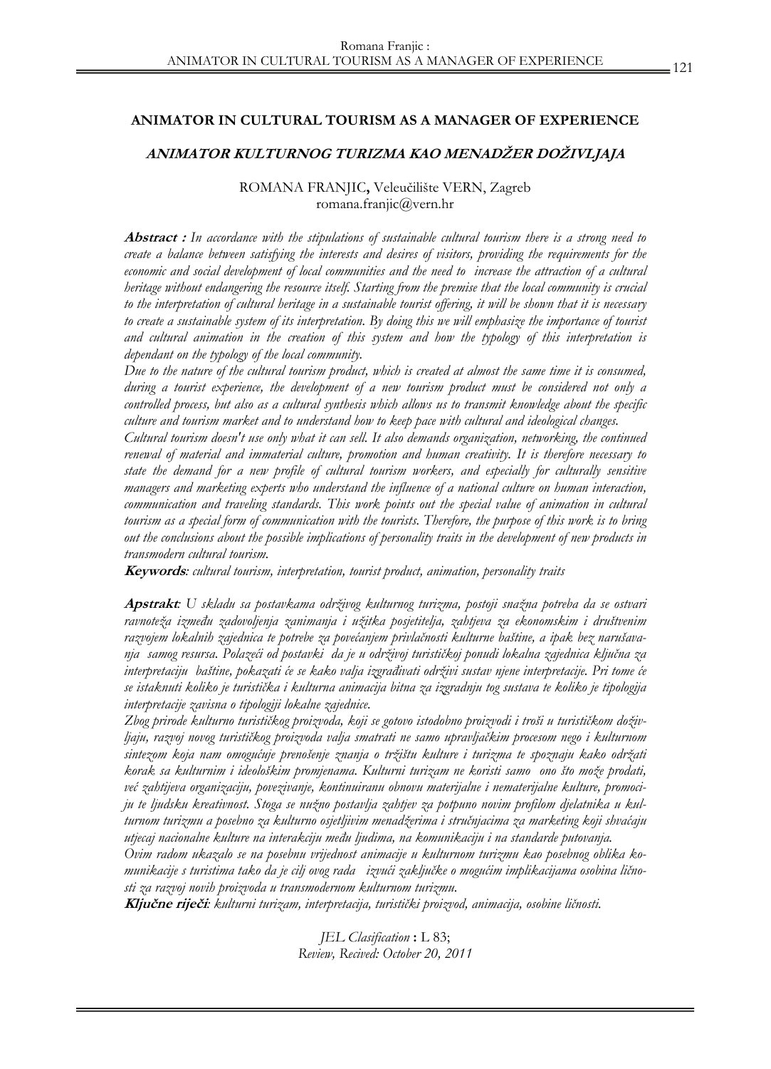# ANIMATOR IN CULTURAL TOURISM AS A MANAGER OF EXPERIENCE

## *ANIMATOR KULTURNOG TURIZMA KAO MENADŽER DOŽIVLJAJA*

ROMANA FRANJIC**,** Veleučilište VERN, Zagreb
romana.franjic@vern.hr

***Abstract :*** *In accordance with the stipulations of sustainable cultural tourism there is a strong need to create a balance between satisfying the interests and desires of visitors, providing the requirements for the economic and social development of local communities and the need to increase the attraction of a cultural heritage without endangering the resource itself. Starting from the premise that the local community is crucial to the interpretation of cultural heritage in a sustainable tourist offering, it will be shown that it is necessary to create a sustainable system of its interpretation. By doing this we will emphasize the importance of tourist and cultural animation in the creation of this system and how the typology of this interpretation is dependant on the typology of the local community.*

*Due to the nature of the cultural tourism product, which is created at almost the same time it is consumed, during a tourist experience, the development of a new tourism product must be considered not only a controlled process, but also as a cultural synthesis which allows us to transmit knowledge about the specific culture and tourism market and to understand how to keep pace with cultural and ideological changes.*

*Cultural tourism doesn't use only what it can sell. It also demands organization, networking, the continued renewal of material and immaterial culture, promotion and human creativity. It is therefore necessary to state the demand for a new profile of cultural tourism workers, and especially for culturally sensitive managers and marketing experts who understand the influence of a national culture on human interaction, communication and traveling standards. This work points out the special value of animation in cultural tourism as a special form of communication with the tourists. Therefore, the purpose of this work is to bring out the conclusions about the possible implications of personality traits in the development of new products in transmodern cultural tourism.*

***Keywords****: cultural tourism, interpretation, tourist product, animation, personality traits*

***Apstrakt****: U skladu sa postavkama održivog kulturnog turizma, postoji snažna potreba da se ostvari ravnoteža između zadovoljenja zanimanja i užitka posjetitelja, zahtjeva za ekonomskim i društvenim razvojem lokalnih zajednica te potrebe za povećanjem privlačnosti kulturne baštine, a ipak bez narušavanja samog resursa. Polazeći od postavki da je u održivoj turističkoj ponudi lokalna zajednica ključna za interpretaciju baštine, pokazati će se kako valja izgrađivati održivi sustav njene interpretacije. Pri tome će se istaknuti koliko je turistička i kulturna animacija bitna za izgradnju tog sustava te koliko je tipologija interpretacije zavisna o tipologiji lokalne zajednice.*

*Zbog prirode kulturno turističkog proizvoda, koji se gotovo istodobno proizvodi i troši u turističkom doživljaju, razvoj novog turističkog proizvoda valja smatrati ne samo upravljačkim procesom nego i kulturnom sintezom koja nam omogućuje prenošenje znanja o tržištu kulture i turizma te spoznaju kako održati korak sa kulturnim i ideološkim promjenama. Kulturni turizam ne koristi samo ono što može prodati, već zahtijeva organizaciju, povezivanje, kontinuiranu obnovu materijalne i nematerijalne kulture, promociju te ljudsku kreativnost. Stoga se nužno postavlja zahtjev za potpuno novim profilom djelatnika u kulturnom turizmu a posebno za kulturno osjetljivim menadžerima i stručnjacima za marketing koji shvaćaju utjecaj nacionalne kulture na interakciju među ljudima, na komunikaciju i na standarde putovanja.*

*Ovim radom ukazalo se na posebnu vrijednost animacije u kulturnom turizmu kao posebnog oblika komunikacije s turistima tako da je cilj ovog rada izvući zaključke o mogućim implikacijama osobina ličnosti za razvoj novih proizvoda u transmodernom kulturnom turizmu.*

***Ključne riječi****: kulturni turizam, interpretacija, turistički proizvod, animacija, osobine ličnosti.*

*JEL Clasification* **:** L 83;
*Review, Recived: October 20, 2011*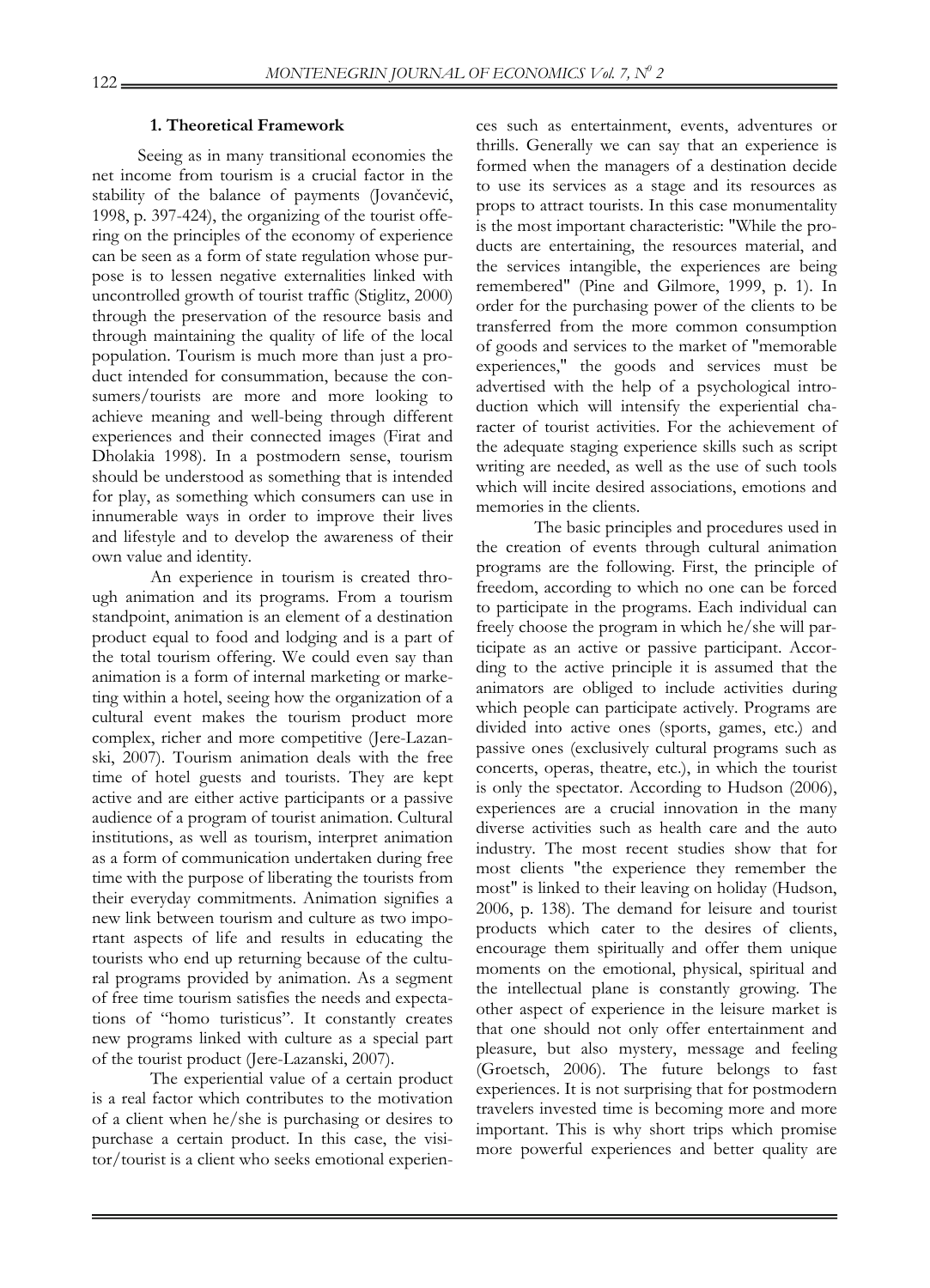### 1. Theoretical Framework

Seeing as in many transitional economies the net income from tourism is a crucial factor in the stability of the balance of payments (Jovančević, 1998, p. 397-424), the organizing of the tourist offering on the principles of the economy of experience can be seen as a form of state regulation whose purpose is to lessen negative externalities linked with uncontrolled growth of tourist traffic (Stiglitz, 2000) through the preservation of the resource basis and through maintaining the quality of life of the local population. Tourism is much more than just a product intended for consummation, because the consumers/tourists are more and more looking to achieve meaning and well-being through different experiences and their connected images (Firat and Dholakia 1998). In a postmodern sense, tourism should be understood as something that is intended for play, as something which consumers can use in innumerable ways in order to improve their lives and lifestyle and to develop the awareness of their own value and identity.

An experience in tourism is created through animation and its programs. From a tourism standpoint, animation is an element of a destination product equal to food and lodging and is a part of the total tourism offering. We could even say than animation is a form of internal marketing or marketing within a hotel, seeing how the organization of a cultural event makes the tourism product more complex, richer and more competitive (Jere-Lazanski, 2007). Tourism animation deals with the free time of hotel guests and tourists. They are kept active and are either active participants or a passive audience of a program of tourist animation. Cultural institutions, as well as tourism, interpret animation as a form of communication undertaken during free time with the purpose of liberating the tourists from their everyday commitments. Animation signifies a new link between tourism and culture as two important aspects of life and results in educating the tourists who end up returning because of the cultural programs provided by animation. As a segment of free time tourism satisfies the needs and expectations of "homo turisticus". It constantly creates new programs linked with culture as a special part of the tourist product (Jere-Lazanski, 2007).

The experiential value of a certain product is a real factor which contributes to the motivation of a client when he/she is purchasing or desires to purchase a certain product. In this case, the visitor/tourist is a client who seeks emotional experiences such as entertainment, events, adventures or thrills. Generally we can say that an experience is formed when the managers of a destination decide to use its services as a stage and its resources as props to attract tourists. In this case monumentality is the most important characteristic: "While the products are entertaining, the resources material, and the services intangible, the experiences are being remembered" (Pine and Gilmore, 1999, p. 1). In order for the purchasing power of the clients to be transferred from the more common consumption of goods and services to the market of "memorable experiences," the goods and services must be advertised with the help of a psychological introduction which will intensify the experiential character of tourist activities. For the achievement of the adequate staging experience skills such as script writing are needed, as well as the use of such tools which will incite desired associations, emotions and memories in the clients.

The basic principles and procedures used in the creation of events through cultural animation programs are the following. First, the principle of freedom, according to which no one can be forced to participate in the programs. Each individual can freely choose the program in which he/she will participate as an active or passive participant. According to the active principle it is assumed that the animators are obliged to include activities during which people can participate actively. Programs are divided into active ones (sports, games, etc.) and passive ones (exclusively cultural programs such as concerts, operas, theatre, etc.), in which the tourist is only the spectator. According to Hudson (2006), experiences are a crucial innovation in the many diverse activities such as health care and the auto industry. The most recent studies show that for most clients "the experience they remember the most" is linked to their leaving on holiday (Hudson, 2006, p. 138). The demand for leisure and tourist products which cater to the desires of clients, encourage them spiritually and offer them unique moments on the emotional, physical, spiritual and the intellectual plane is constantly growing. The other aspect of experience in the leisure market is that one should not only offer entertainment and pleasure, but also mystery, message and feeling (Groetsch, 2006). The future belongs to fast experiences. It is not surprising that for postmodern travelers invested time is becoming more and more important. This is why short trips which promise more powerful experiences and better quality are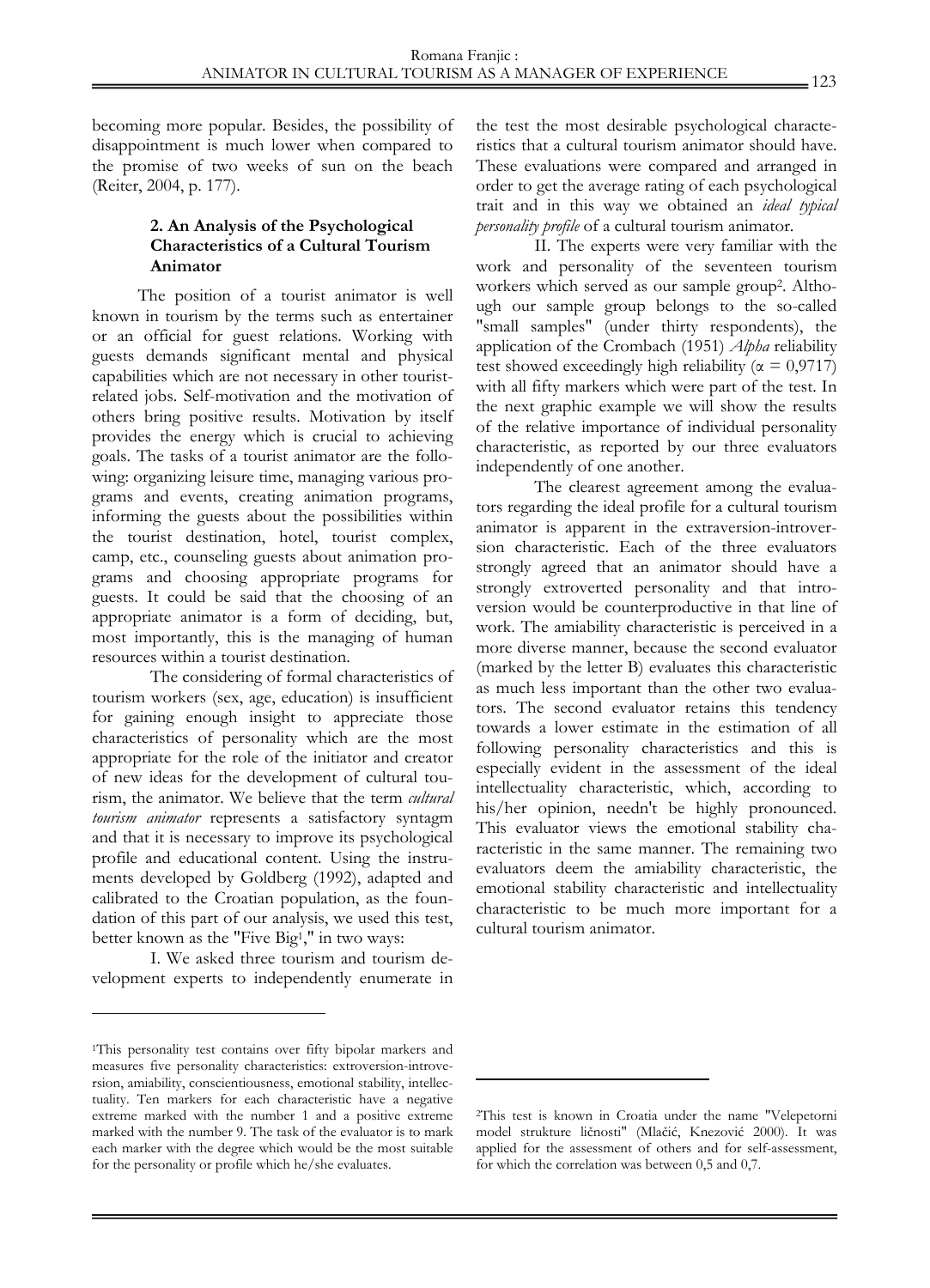becoming more popular. Besides, the possibility of disappointment is much lower when compared to the promise of two weeks of sun on the beach (Reiter, 2004, p. 177).

### 2. An Analysis of the Psychological Characteristics of a Cultural Tourism Animator

The position of a tourist animator is well known in tourism by the terms such as entertainer or an official for guest relations. Working with guests demands significant mental and physical capabilities which are not necessary in other tourist-related jobs. Self-motivation and the motivation of others bring positive results. Motivation by itself provides the energy which is crucial to achieving goals. The tasks of a tourist animator are the following: organizing leisure time, managing various programs and events, creating animation programs, informing the guests about the possibilities within the tourist destination, hotel, tourist complex, camp, etc., counseling guests about animation programs and choosing appropriate programs for guests. It could be said that the choosing of an appropriate animator is a form of deciding, but, most importantly, this is the managing of human resources within a tourist destination.

The considering of formal characteristics of tourism workers (sex, age, education) is insufficient for gaining enough insight to appreciate those characteristics of personality which are the most appropriate for the role of the initiator and creator of new ideas for the development of cultural tourism, the animator. We believe that the term *cultural tourism animator* represents a satisfactory syntagm and that it is necessary to improve its psychological profile and educational content. Using the instruments developed by Goldberg (1992), adapted and calibrated to the Croatian population, as the foundation of this part of our analysis, we used this test, better known as the "Five Big[1]," in two ways:

I. We asked three tourism and tourism development experts to independently enumerate in the test the most desirable psychological characteristics that a cultural tourism animator should have. These evaluations were compared and arranged in order to get the average rating of each psychological trait and in this way we obtained an *ideal typical personality profile* of a cultural tourism animator.

II. The experts were very familiar with the work and personality of the seventeen tourism workers which served as our sample group[2]. Although our sample group belongs to the so-called "small samples" (under thirty respondents), the application of the Crombach (1951) *Alpha* reliability test showed exceedingly high reliability ($\alpha = 0{,}9717$) with all fifty markers which were part of the test. In the next graphic example we will show the results of the relative importance of individual personality characteristic, as reported by our three evaluators independently of one another.

The clearest agreement among the evaluators regarding the ideal profile for a cultural tourism animator is apparent in the extraversion-introversion characteristic. Each of the three evaluators strongly agreed that an animator should have a strongly extroverted personality and that introversion would be counterproductive in that line of work. The amiability characteristic is perceived in a more diverse manner, because the second evaluator (marked by the letter B) evaluates this characteristic as much less important than the other two evaluators. The second evaluator retains this tendency towards a lower estimate in the estimation of all following personality characteristics and this is especially evident in the assessment of the ideal intellectuality characteristic, which, according to his/her opinion, needn't be highly pronounced. This evaluator views the emotional stability characteristic in the same manner. The remaining two evaluators deem the amiability characteristic, the emotional stability characteristic and intellectuality characteristic to be much more important for a cultural tourism animator.

---

[1]This personality test contains over fifty bipolar markers and measures five personality characteristics: extroversion-introversion, amiability, conscientiousness, emotional stability, intellectuality. Ten markers for each characteristic have a negative extreme marked with the number 1 and a positive extreme marked with the number 9. The task of the evaluator is to mark each marker with the degree which would be the most suitable for the personality or profile which he/she evaluates.

[2]This test is known in Croatia under the name "Velepetorni model strukture ličnosti" (Mlačić, Knezović 2000). It was applied for the assessment of others and for self-assessment, for which the correlation was between 0,5 and 0,7.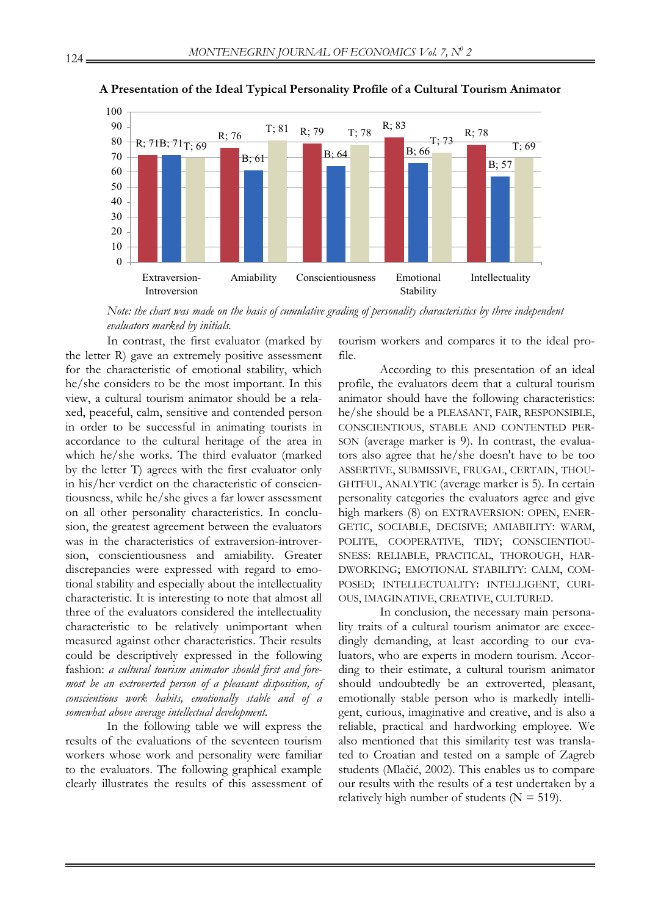**A Presentation of the Ideal Typical Personality Profile of a Cultural Tourism Animator**

| | R | B | T |
|---|---|---|---|
| Extraversion-Introversion | 71 | 71 | 69 |
| Amiability | 76 | 61 | 81 |
| Conscientiousness | 79 | 64 | 78 |
| Emotional Stability | 83 | 66 | 73 |
| Intellectuality | 78 | 57 | 69 |

*Note: the chart was made on the basis of cumulative grading of personality characteristics by three independent evaluators marked by initials.*

In contrast, the first evaluator (marked by the letter R) gave an extremely positive assessment for the characteristic of emotional stability, which he/she considers to be the most important. In this view, a cultural tourism animator should be a relaxed, peaceful, calm, sensitive and contended person in order to be successful in animating tourists in accordance to the cultural heritage of the area in which he/she works. The third evaluator (marked by the letter T) agrees with the first evaluator only in his/her verdict on the characteristic of conscientiousness, while he/she gives a far lower assessment on all other personality characteristics. In conclusion, the greatest agreement between the evaluators was in the characteristics of extraversion-introversion, conscientiousness and amiability. Greater discrepancies were expressed with regard to emotional stability and especially about the intellectuality characteristic. It is interesting to note that almost all three of the evaluators considered the intellectuality characteristic to be relatively unimportant when measured against other characteristics. Their results could be descriptively expressed in the following fashion: *a cultural tourism animator should first and foremost be an extroverted person of a pleasant disposition, of conscientious work habits, emotionally stable and of a somewhat above average intellectual development.*

In the following table we will express the results of the evaluations of the seventeen tourism workers whose work and personality were familiar to the evaluators. The following graphical example clearly illustrates the results of this assessment of tourism workers and compares it to the ideal profile.

According to this presentation of an ideal profile, the evaluators deem that a cultural tourism animator should have the following characteristics: he/she should be a PLEASANT, FAIR, RESPONSIBLE, CONSCIENTIOUS, STABLE AND CONTENTED PERSON (average marker is 9). In contrast, the evaluators also agree that he/she doesn't have to be too ASSERTIVE, SUBMISSIVE, FRUGAL, CERTAIN, THOUGHTFUL, ANALYTIC (average marker is 5). In certain personality categories the evaluators agree and give high markers (8) on EXTRAVERSION: OPEN, ENERGETIC, SOCIABLE, DECISIVE; AMIABILITY: WARM, POLITE, COOPERATIVE, TIDY; CONSCIENTIOUSNESS: RELIABLE, PRACTICAL, THOROUGH, HARDWORKING; EMOTIONAL STABILITY: CALM, COMPOSED; INTELLECTUALITY: INTELLIGENT, CURIOUS, IMAGINATIVE, CREATIVE, CULTURED.

In conclusion, the necessary main personality traits of a cultural tourism animator are exceedingly demanding, at least according to our evaluators, who are experts in modern tourism. According to their estimate, a cultural tourism animator should undoubtedly be an extroverted, pleasant, emotionally stable person who is markedly intelligent, curious, imaginative and creative, and is also a reliable, practical and hardworking employee. We also mentioned that this similarity test was translated to Croatian and tested on a sample of Zagreb students (Mlačić, 2002). This enables us to compare our results with the results of a test undertaken by a relatively high number of students (N = 519).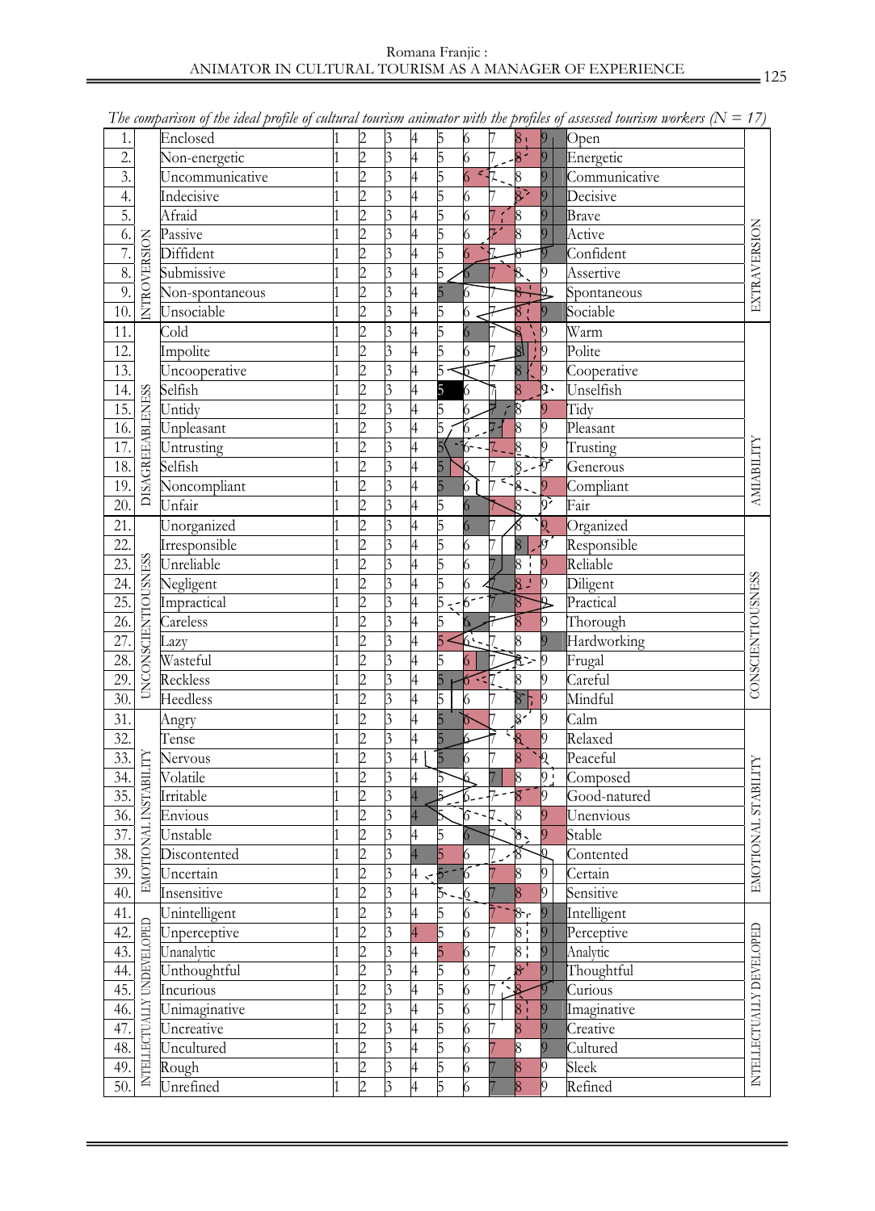*The comparison of the ideal profile of cultural tourism animator with the profiles of assessed tourism workers (N = 17)*

| No. | Dimension | Negative pole | 1 | 2 | 3 | 4 | 5 | 6 | 7 | 8 | 9 | Positive pole | Dimension |
|---|---|---|---|---|---|---|---|---|---|---|---|---|---|
| 1. | INTROVERSION | Enclosed | 1 | 2 | 3 | 4 | 5 | 6 | 7 | 8 | 9 | Open | EXTRAVERSION |
| 2. | | Non-energetic | 1 | 2 | 3 | 4 | 5 | 6 | 7 | 8 | 9 | Energetic | |
| 3. | | Uncommunicative | 1 | 2 | 3 | 4 | 5 | 6 | 7 | 8 | 9 | Communicative | |
| 4. | | Indecisive | 1 | 2 | 3 | 4 | 5 | 6 | 7 | 8 | 9 | Decisive | |
| 5. | | Afraid | 1 | 2 | 3 | 4 | 5 | 6 | 7 | 8 | 9 | Brave | |
| 6. | | Passive | 1 | 2 | 3 | 4 | 5 | 6 | 7 | 8 | 9 | Active | |
| 7. | | Diffident | 1 | 2 | 3 | 4 | 5 | 6 | 7 | 8 | 9 | Confident | |
| 8. | | Submissive | 1 | 2 | 3 | 4 | 5 | 6 | 7 | 8 | 9 | Assertive | |
| 9. | | Non-spontaneous | 1 | 2 | 3 | 4 | 5 | 6 | 7 | 8 | 9 | Spontaneous | |
| 10. | | Unsociable | 1 | 2 | 3 | 4 | 5 | 6 | 7 | 8 | 9 | Sociable | |
| 11. | DISAGREEABLENESS | Cold | 1 | 2 | 3 | 4 | 5 | 6 | 7 | 8 | 9 | Warm | AMIABILITY |
| 12. | | Impolite | 1 | 2 | 3 | 4 | 5 | 6 | 7 | 8 | 9 | Polite | |
| 13. | | Uncooperative | 1 | 2 | 3 | 4 | 5 | 6 | 7 | 8 | 9 | Cooperative | |
| 14. | | Selfish | 1 | 2 | 3 | 4 | 5 | 6 | 7 | 8 | 9 | Unselfish | |
| 15. | | Untidy | 1 | 2 | 3 | 4 | 5 | 6 | 7 | 8 | 9 | Tidy | |
| 16. | | Unpleasant | 1 | 2 | 3 | 4 | 5 | 6 | 7 | 8 | 9 | Pleasant | |
| 17. | | Untrusting | 1 | 2 | 3 | 4 | 5 | 6 | 7 | 8 | 9 | Trusting | |
| 18. | | Selfish | 1 | 2 | 3 | 4 | 5 | 6 | 7 | 8 | 9 | Generous | |
| 19. | | Noncompliant | 1 | 2 | 3 | 4 | 5 | 6 | 7 | 8 | 9 | Compliant | |
| 20. | | Unfair | 1 | 2 | 3 | 4 | 5 | 6 | 7 | 8 | 9 | Fair | |
| 21. | UNCONSCIENTIOUSNESS | Unorganized | 1 | 2 | 3 | 4 | 5 | 6 | 7 | 8 | 9 | Organized | CONSCIENTIOUSNESS |
| 22. | | Irresponsible | 1 | 2 | 3 | 4 | 5 | 6 | 7 | 8 | 9 | Responsible | |
| 23. | | Unreliable | 1 | 2 | 3 | 4 | 5 | 6 | 7 | 8 | 9 | Reliable | |
| 24. | | Negligent | 1 | 2 | 3 | 4 | 5 | 6 | 7 | 8 | 9 | Diligent | |
| 25. | | Impractical | 1 | 2 | 3 | 4 | 5 | 6 | 7 | 8 | 9 | Practical | |
| 26. | | Careless | 1 | 2 | 3 | 4 | 5 | 6 | 7 | 8 | 9 | Thorough | |
| 27. | | Lazy | 1 | 2 | 3 | 4 | 5 | 6 | 7 | 8 | 9 | Hardworking | |
| 28. | | Wasteful | 1 | 2 | 3 | 4 | 5 | 6 | 7 | 8 | 9 | Frugal | |
| 29. | | Reckless | 1 | 2 | 3 | 4 | 5 | 6 | 7 | 8 | 9 | Careful | |
| 30. | | Heedless | 1 | 2 | 3 | 4 | 5 | 6 | 7 | 8 | 9 | Mindful | |
| 31. | EMOTIONAL INSTABILITY | Angry | 1 | 2 | 3 | 4 | 5 | 6 | 7 | 8 | 9 | Calm | EMOTIONAL STABILITY |
| 32. | | Tense | 1 | 2 | 3 | 4 | 5 | 6 | 7 | 8 | 9 | Relaxed | |
| 33. | | Nervous | 1 | 2 | 3 | 4 | 5 | 6 | 7 | 8 | 9 | Peaceful | |
| 34. | | Volatile | 1 | 2 | 3 | 4 | 5 | 6 | 7 | 8 | 9 | Composed | |
| 35. | | Irritable | 1 | 2 | 3 | 4 | 5 | 6 | 7 | 8 | 9 | Good-natured | |
| 36. | | Envious | 1 | 2 | 3 | 4 | 5 | 6 | 7 | 8 | 9 | Unenvious | |
| 37. | | Unstable | 1 | 2 | 3 | 4 | 5 | 6 | 7 | 8 | 9 | Stable | |
| 38. | | Discontented | 1 | 2 | 3 | 4 | 5 | 6 | 7 | 8 | 9 | Contented | |
| 39. | | Uncertain | 1 | 2 | 3 | 4 | 5 | 6 | 7 | 8 | 9 | Certain | |
| 40. | | Insensitive | 1 | 2 | 3 | 4 | 5 | 6 | 7 | 8 | 9 | Sensitive | |
| 41. | INTELLECTUALLY UNDEVELOPED | Unintelligent | 1 | 2 | 3 | 4 | 5 | 6 | 7 | 8 | 9 | Intelligent | INTELLECTUALLY DEVELOPED |
| 42. | | Unperceptive | 1 | 2 | 3 | 4 | 5 | 6 | 7 | 8 | 9 | Perceptive | |
| 43. | | Unanalytic | 1 | 2 | 3 | 4 | 5 | 6 | 7 | 8 | 9 | Analytic | |
| 44. | | Unthoughtful | 1 | 2 | 3 | 4 | 5 | 6 | 7 | 8 | 9 | Thoughtful | |
| 45. | | Incurious | 1 | 2 | 3 | 4 | 5 | 6 | 7 | 8 | 9 | Curious | |
| 46. | | Unimaginative | 1 | 2 | 3 | 4 | 5 | 6 | 7 | 8 | 9 | Imaginative | |
| 47. | | Uncreative | 1 | 2 | 3 | 4 | 5 | 6 | 7 | 8 | 9 | Creative | |
| 48. | | Uncultured | 1 | 2 | 3 | 4 | 5 | 6 | 7 | 8 | 9 | Cultured | |
| 49. | | Rough | 1 | 2 | 3 | 4 | 5 | 6 | 7 | 8 | 9 | Sleek | |
| 50. | | Unrefined | 1 | 2 | 3 | 4 | 5 | 6 | 7 | 8 | 9 | Refined | |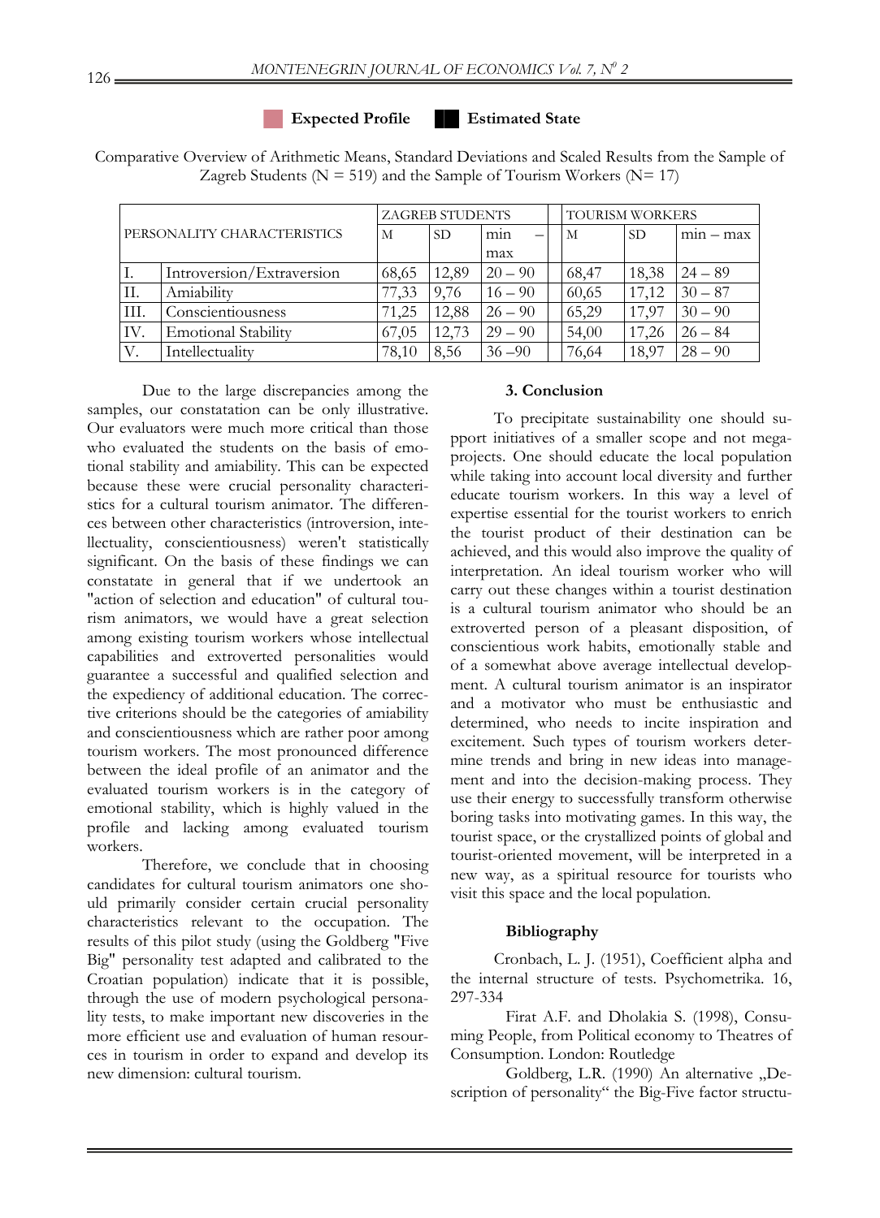Expected Profile     Estimated State

Comparative Overview of Arithmetic Means, Standard Deviations and Scaled Results from the Sample of Zagreb Students (N = 519) and the Sample of Tourism Workers (N= 17)

| PERSONALITY CHARACTERISTICS | | ZAGREB STUDENTS | | | TOURISM WORKERS | | |
|---|---|---|---|---|---|---|---|
| | | M | SD | min – max | M | SD | min – max |
| I. | Introversion/Extraversion | 68,65 | 12,89 | 20 – 90 | 68,47 | 18,38 | 24 – 89 |
| II. | Amiability | 77,33 | 9,76 | 16 – 90 | 60,65 | 17,12 | 30 – 87 |
| III. | Conscientiousness | 71,25 | 12,88 | 26 – 90 | 65,29 | 17,97 | 30 – 90 |
| IV. | Emotional Stability | 67,05 | 12,73 | 29 – 90 | 54,00 | 17,26 | 26 – 84 |
| V. | Intellectuality | 78,10 | 8,56 | 36 –90 | 76,64 | 18,97 | 28 – 90 |

Due to the large discrepancies among the samples, our constatation can be only illustrative. Our evaluators were much more critical than those who evaluated the students on the basis of emotional stability and amiability. This can be expected because these were crucial personality characteristics for a cultural tourism animator. The differences between other characteristics (introversion, intellectuality, conscientiousness) weren't statistically significant. On the basis of these findings we can constatate in general that if we undertook an "action of selection and education" of cultural tourism animators, we would have a great selection among existing tourism workers whose intellectual capabilities and extroverted personalities would guarantee a successful and qualified selection and the expediency of additional education. The corrective criterions should be the categories of amiability and conscientiousness which are rather poor among tourism workers. The most pronounced difference between the ideal profile of an animator and the evaluated tourism workers is in the category of emotional stability, which is highly valued in the profile and lacking among evaluated tourism workers.

Therefore, we conclude that in choosing candidates for cultural tourism animators one should primarily consider certain crucial personality characteristics relevant to the occupation. The results of this pilot study (using the Goldberg "Five Big" personality test adapted and calibrated to the Croatian population) indicate that it is possible, through the use of modern psychological personality tests, to make important new discoveries in the more efficient use and evaluation of human resources in tourism in order to expand and develop its new dimension: cultural tourism.

## 3. Conclusion

To precipitate sustainability one should support initiatives of a smaller scope and not megaprojects. One should educate the local population while taking into account local diversity and further educate tourism workers. In this way a level of expertise essential for the tourist workers to enrich the tourist product of their destination can be achieved, and this would also improve the quality of interpretation. An ideal tourism worker who will carry out these changes within a tourist destination is a cultural tourism animator who should be an extroverted person of a pleasant disposition, of conscientious work habits, emotionally stable and of a somewhat above average intellectual development. A cultural tourism animator is an inspirator and a motivator who must be enthusiastic and determined, who needs to incite inspiration and excitement. Such types of tourism workers determine trends and bring in new ideas into management and into the decision-making process. They use their energy to successfully transform otherwise boring tasks into motivating games. In this way, the tourist space, or the crystallized points of global and tourist-oriented movement, will be interpreted in a new way, as a spiritual resource for tourists who visit this space and the local population.

## Bibliography

Cronbach, L. J. (1951), Coefficient alpha and the internal structure of tests. Psychometrika. 16, 297-334

Firat A.F. and Dholakia S. (1998), Consuming People, from Political economy to Theatres of Consumption. London: Routledge

Goldberg, L.R. (1990) An alternative „Description of personality" the Big-Five factor structu-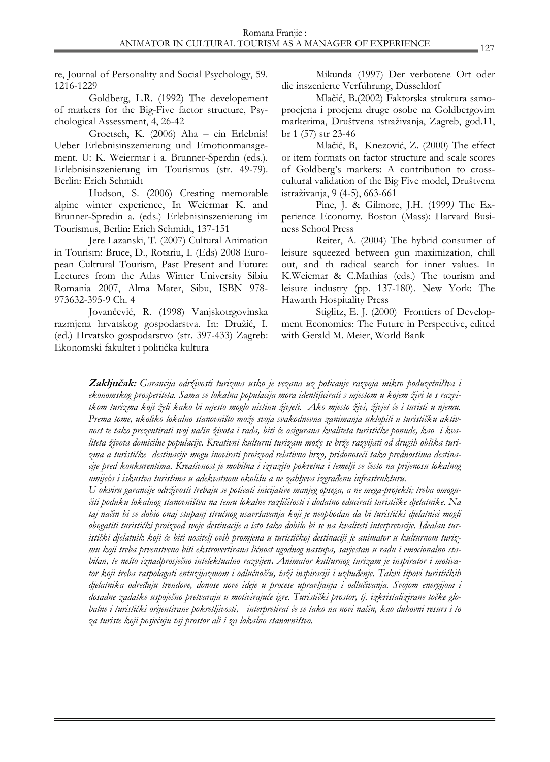re, Journal of Personality and Social Psychology, 59. 1216-1229

Goldberg, L.R. (1992) The developement of markers for the Big-Five factor structure, Psychological Assessment, 4, 26-42

Groetsch, K. (2006) Aha – ein Erlebnis! Ueber Erlebnisinszenierung und Emotionmanagement. U: K. Weiermar i a. Brunner-Sperdin (eds.). Erlebnisinszenierung im Tourismus (str. 49-79). Berlin: Erich Schmidt

Hudson, S. (2006) Creating memorable alpine winter experience, In Weiermar K. and Brunner-Spredin a. (eds.) Erlebnisinszenierung im Tourismus, Berlin: Erich Schmidt, 137-151

Jere Lazanski, T. (2007) Cultural Animation in Tourism: Bruce, D., Rotariu, I. (Eds) 2008 European Cultrural Tourism, Past Present and Future: Lectures from the Atlas Winter University Sibiu Romania 2007, Alma Mater, Sibu, ISBN 978-973632-395-9 Ch. 4

Jovančević, R. (1998) Vanjskotrgovinska razmjena hrvatskog gospodarstva. In: Družić, I. (ed.) Hrvatsko gospodarstvo (str. 397-433) Zagreb: Ekonomski fakultet i politička kultura

Mikunda (1997) Der verbotene Ort oder die inszenierte Verführung, Düsseldorf

Mlačić, B.(2002) Faktorska struktura samoprocjena i procjena druge osobe na Goldbergovim markerima, Društvena istraživanja, Zagreb, god.11, br 1 (57) str 23-46

Mlačić, B, Knezović, Z. (2000) The effect or item formats on factor structure and scale scores of Goldberg's markers: A contribution to cross-cultural validation of the Big Five model, Društvena istraživanja, 9 (4-5), 663-661

Pine, J. & Gilmore, J.H. (1999) The Experience Economy. Boston (Mass): Harvard Business School Press

Reiter, A. (2004) The hybrid consumer of leisure squeezed between gun maximization, chill out, and th radical search for inner values. In K.Weiemar & C.Mathias (eds.) The tourism and leisure industry (pp. 137-180). New York: The Hawarth Hospitality Press

Stiglitz, E. J. (2000) Frontiers of Development Economics: The Future in Perspective, edited with Gerald M. Meier, World Bank

***Zaključak:*** *Garancija održivosti turizma usko je vezana uz poticanje razvoja mikro poduzetništva i ekonomskog prosperiteta. Sama se lokalna populacija mora identificirati s mjestom u kojem živi te s razvitkom turizma koji želi kako bi mjesto moglo uistinu živjeti. Ako mjesto živi, živjet će i turisti u njemu. Prema tome, ukoliko lokalno stanovništo može svoja svakodnevna zanimanja uklopiti u turističku aktivnost te tako prezentirati svoj način života i rada, biti će osigurana kvaliteta turističke ponude, kao i kvaliteta života domicilne populacije. Kreativni kulturni turizam može se brže razvijati od drugih oblika turizma a turističke destinacije mogu inovirati proizvod relativno brzo, pridonoseći tako prednostima destinacije pred konkurentima. Kreativnost je mobilna i izrazito pokretna i temelji se često na prijenosu lokalnog umijeća i iskustva turistima u adekvatnom okolišu a ne zahtjeva izgrađenu infrastrukturu.*

*U okviru garancije održivosti trebaju se poticati inicijative manjeg opsega, a ne mega-projekti; treba omogućiti poduku lokalnog stanovništva na temu lokalne različitosti i dodatno educirati turističke djelatnike. Na taj način bi se dobio onaj stupanj stručnog usavršavanja koji je neophodan da bi turistički djelatnici mogli obogatiti turistički proizvod svoje destinacije a isto tako dobilo bi se na kvaliteti interpretacije. Idealan turistički djelatnik koji će biti nositelj ovih promjena u turističkoj destinaciji je animator u kulturnom turizmu koji treba prvenstveno biti ekstrovertirana ličnost ugodnog nastupa, savjestan u radu i emocionalno stabilan, te nešto iznadprosječno intelektualno razvijen. Animator kulturnog turizam je inspirator i motivator koji treba raspolagati entuzijazmom i odlučnošću, taži inspiraciji i uzbuđenje. Takvi tipovi turističkih djelatnika određuju trendove, donose nove ideje u procese upravljanja i odlučivanja. Svojom energijom i dosadne zadatke uspješno pretvaraju u motivirajuće igre. Turistički prostor, tj. izkristalizirane točke globalne i turistički orijentirane pokretljivosti, interpretirat će se tako na novi način, kao duhovni resurs i to za turiste koji posjećuju taj prostor ali i za lokalno stanovništvo.*